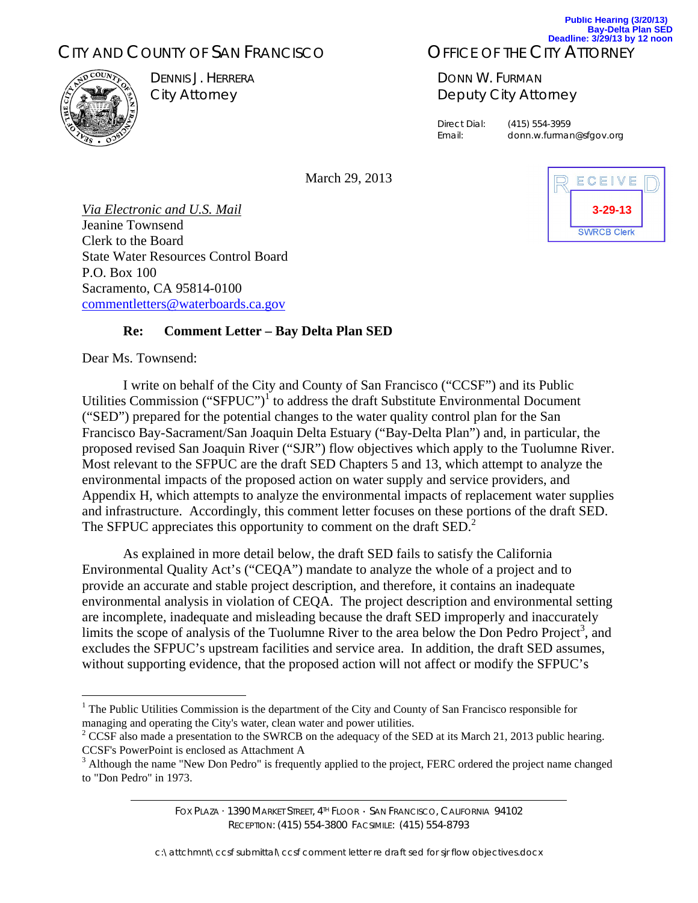Public Hearing (3/20/13)
Bay-Delta Plan SED
Deadline: 3/29/13 by 12 noon

CITY AND COUNTY OF SAN FRANCISCO

DENNIS J. HERRERA
City Attorney

OFFICE OF THE CITY ATTORNEY

DONN W. FURMAN
Deputy City Attorney

Direct Dial: (415) 554-3959
Email: donn.w.furman@sfgov.org

RECEIVED
3-29-13
SWRCB Clerk

March 29, 2013

*Via Electronic and U.S. Mail*
Jeanine Townsend
Clerk to the Board
State Water Resources Control Board
P.O. Box 100
Sacramento, CA 95814-0100
commentletters@waterboards.ca.gov

**Re: Comment Letter – Bay Delta Plan SED**

Dear Ms. Townsend:

I write on behalf of the City and County of San Francisco ("CCSF") and its Public Utilities Commission ("SFPUC")[1] to address the draft Substitute Environmental Document ("SED") prepared for the potential changes to the water quality control plan for the San Francisco Bay-Sacramento/San Joaquin Delta Estuary ("Bay-Delta Plan") and, in particular, the proposed revised San Joaquin River ("SJR") flow objectives which apply to the Tuolumne River. Most relevant to the SFPUC are the draft SED Chapters 5 and 13, which attempt to analyze the environmental impacts of the proposed action on water supply and service providers, and Appendix H, which attempts to analyze the environmental impacts of replacement water supplies and infrastructure. Accordingly, this comment letter focuses on these portions of the draft SED. The SFPUC appreciates this opportunity to comment on the draft SED.[2]

As explained in more detail below, the draft SED fails to satisfy the California Environmental Quality Act's ("CEQA") mandate to analyze the whole of a project and to provide an accurate and stable project description, and therefore, it contains an inadequate environmental analysis in violation of CEQA. The project description and environmental setting are incomplete, inadequate and misleading because the draft SED improperly and inaccurately limits the scope of analysis of the Tuolumne River to the area below the Don Pedro Project[3], and excludes the SFPUC's upstream facilities and service area. In addition, the draft SED assumes, without supporting evidence, that the proposed action will not affect or modify the SFPUC's

---

[1] The Public Utilities Commission is the department of the City and County of San Francisco responsible for managing and operating the City's water, clean water and power utilities.

[2] CCSF also made a presentation to the SWRCB on the adequacy of the SED at its March 21, 2013 public hearing. CCSF's PowerPoint is enclosed as Attachment A

[3] Although the name "New Don Pedro" is frequently applied to the project, FERC ordered the project name changed to "Don Pedro" in 1973.

FOX PLAZA · 1390 MARKET STREET, 4TH FLOOR · SAN FRANCISCO, CALIFORNIA 94102
RECEPTION: (415) 554-3800 FACSIMILE: (415) 554-8793

c:\attchmnt\ccsf submittal\ccsf comment letter re draft sed for sjr flow objectives.docx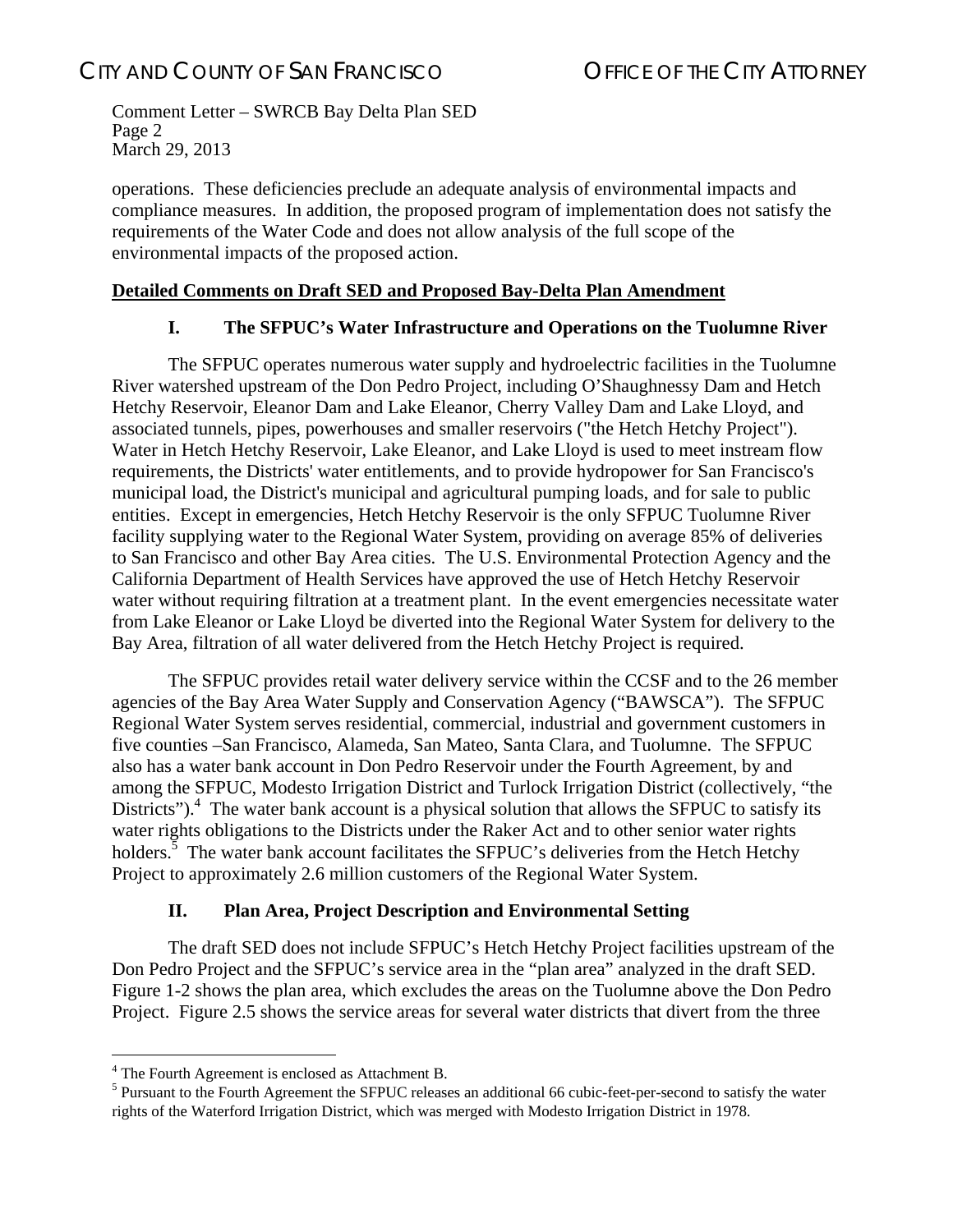operations. These deficiencies preclude an adequate analysis of environmental impacts and compliance measures. In addition, the proposed program of implementation does not satisfy the requirements of the Water Code and does not allow analysis of the full scope of the environmental impacts of the proposed action.

## **Detailed Comments on Draft SED and Proposed Bay-Delta Plan Amendment**

### I. The SFPUC's Water Infrastructure and Operations on the Tuolumne River

The SFPUC operates numerous water supply and hydroelectric facilities in the Tuolumne River watershed upstream of the Don Pedro Project, including O'Shaughnessy Dam and Hetch Hetchy Reservoir, Eleanor Dam and Lake Eleanor, Cherry Valley Dam and Lake Lloyd, and associated tunnels, pipes, powerhouses and smaller reservoirs ("the Hetch Hetchy Project"). Water in Hetch Hetchy Reservoir, Lake Eleanor, and Lake Lloyd is used to meet instream flow requirements, the Districts' water entitlements, and to provide hydropower for San Francisco's municipal load, the District's municipal and agricultural pumping loads, and for sale to public entities. Except in emergencies, Hetch Hetchy Reservoir is the only SFPUC Tuolumne River facility supplying water to the Regional Water System, providing on average 85% of deliveries to San Francisco and other Bay Area cities. The U.S. Environmental Protection Agency and the California Department of Health Services have approved the use of Hetch Hetchy Reservoir water without requiring filtration at a treatment plant. In the event emergencies necessitate water from Lake Eleanor or Lake Lloyd be diverted into the Regional Water System for delivery to the Bay Area, filtration of all water delivered from the Hetch Hetchy Project is required.

The SFPUC provides retail water delivery service within the CCSF and to the 26 member agencies of the Bay Area Water Supply and Conservation Agency ("BAWSCA"). The SFPUC Regional Water System serves residential, commercial, industrial and government customers in five counties –San Francisco, Alameda, San Mateo, Santa Clara, and Tuolumne. The SFPUC also has a water bank account in Don Pedro Reservoir under the Fourth Agreement, by and among the SFPUC, Modesto Irrigation District and Turlock Irrigation District (collectively, "the Districts").[4] The water bank account is a physical solution that allows the SFPUC to satisfy its water rights obligations to the Districts under the Raker Act and to other senior water rights holders.[5] The water bank account facilitates the SFPUC's deliveries from the Hetch Hetchy Project to approximately 2.6 million customers of the Regional Water System.

### II. Plan Area, Project Description and Environmental Setting

The draft SED does not include SFPUC's Hetch Hetchy Project facilities upstream of the Don Pedro Project and the SFPUC's service area in the "plan area" analyzed in the draft SED. Figure 1-2 shows the plan area, which excludes the areas on the Tuolumne above the Don Pedro Project. Figure 2.5 shows the service areas for several water districts that divert from the three

---

[4] The Fourth Agreement is enclosed as Attachment B.

[5] Pursuant to the Fourth Agreement the SFPUC releases an additional 66 cubic-feet-per-second to satisfy the water rights of the Waterford Irrigation District, which was merged with Modesto Irrigation District in 1978.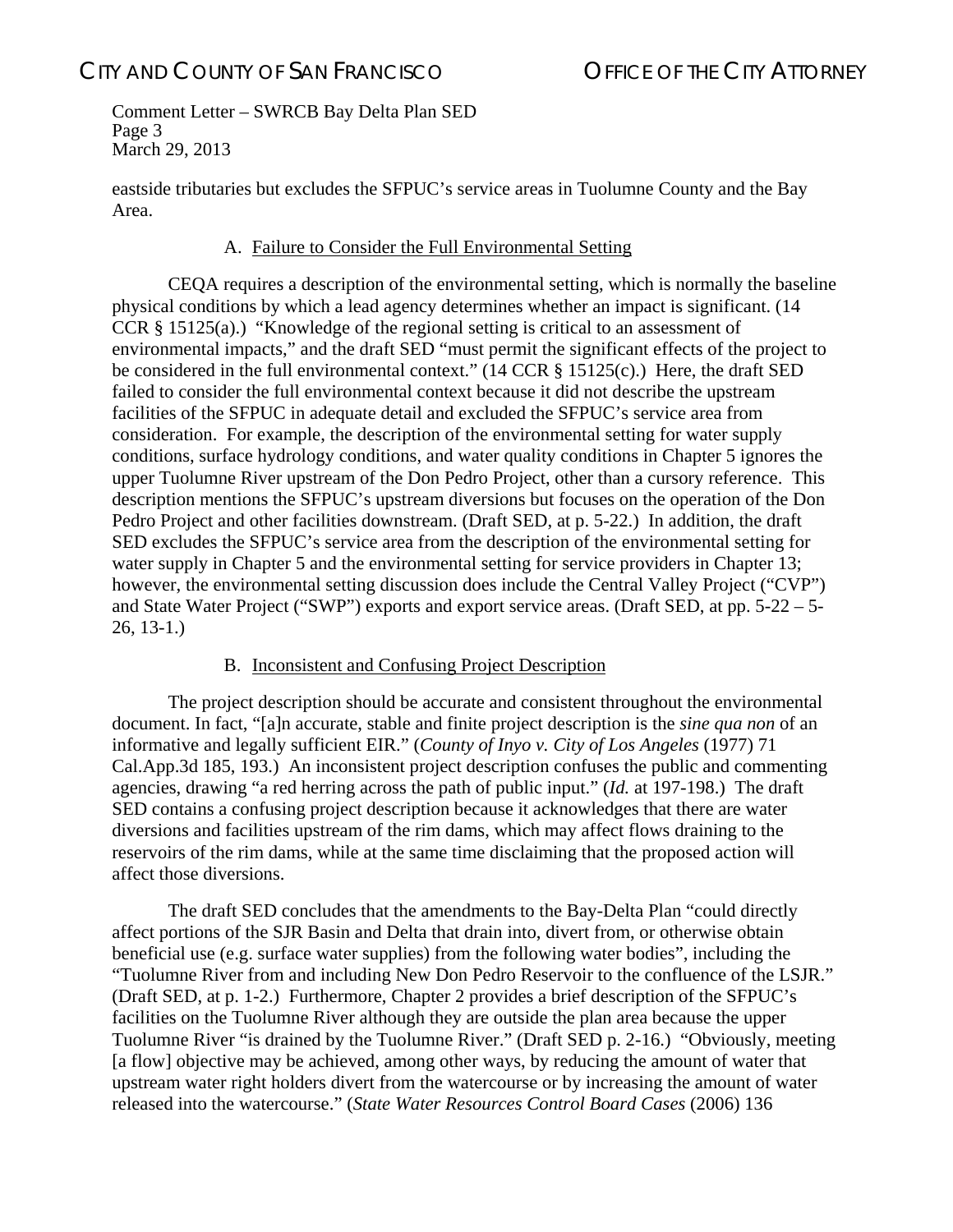eastside tributaries but excludes the SFPUC's service areas in Tuolumne County and the Bay Area.

### A. Failure to Consider the Full Environmental Setting

CEQA requires a description of the environmental setting, which is normally the baseline physical conditions by which a lead agency determines whether an impact is significant. (14 CCR § 15125(a).) "Knowledge of the regional setting is critical to an assessment of environmental impacts," and the draft SED "must permit the significant effects of the project to be considered in the full environmental context." (14 CCR § 15125(c).) Here, the draft SED failed to consider the full environmental context because it did not describe the upstream facilities of the SFPUC in adequate detail and excluded the SFPUC's service area from consideration. For example, the description of the environmental setting for water supply conditions, surface hydrology conditions, and water quality conditions in Chapter 5 ignores the upper Tuolumne River upstream of the Don Pedro Project, other than a cursory reference. This description mentions the SFPUC's upstream diversions but focuses on the operation of the Don Pedro Project and other facilities downstream. (Draft SED, at p. 5-22.) In addition, the draft SED excludes the SFPUC's service area from the description of the environmental setting for water supply in Chapter 5 and the environmental setting for service providers in Chapter 13; however, the environmental setting discussion does include the Central Valley Project ("CVP") and State Water Project ("SWP") exports and export service areas. (Draft SED, at pp. 5-22 – 5-26, 13-1.)

### B. Inconsistent and Confusing Project Description

The project description should be accurate and consistent throughout the environmental document. In fact, "[a]n accurate, stable and finite project description is the *sine qua non* of an informative and legally sufficient EIR." (*County of Inyo v. City of Los Angeles* (1977) 71 Cal.App.3d 185, 193.) An inconsistent project description confuses the public and commenting agencies, drawing "a red herring across the path of public input." (*Id.* at 197-198.) The draft SED contains a confusing project description because it acknowledges that there are water diversions and facilities upstream of the rim dams, which may affect flows draining to the reservoirs of the rim dams, while at the same time disclaiming that the proposed action will affect those diversions.

The draft SED concludes that the amendments to the Bay-Delta Plan "could directly affect portions of the SJR Basin and Delta that drain into, divert from, or otherwise obtain beneficial use (e.g. surface water supplies) from the following water bodies", including the "Tuolumne River from and including New Don Pedro Reservoir to the confluence of the LSJR." (Draft SED, at p. 1-2.) Furthermore, Chapter 2 provides a brief description of the SFPUC's facilities on the Tuolumne River although they are outside the plan area because the upper Tuolumne River "is drained by the Tuolumne River." (Draft SED p. 2-16.) "Obviously, meeting [a flow] objective may be achieved, among other ways, by reducing the amount of water that upstream water right holders divert from the watercourse or by increasing the amount of water released into the watercourse." (*State Water Resources Control Board Cases* (2006) 136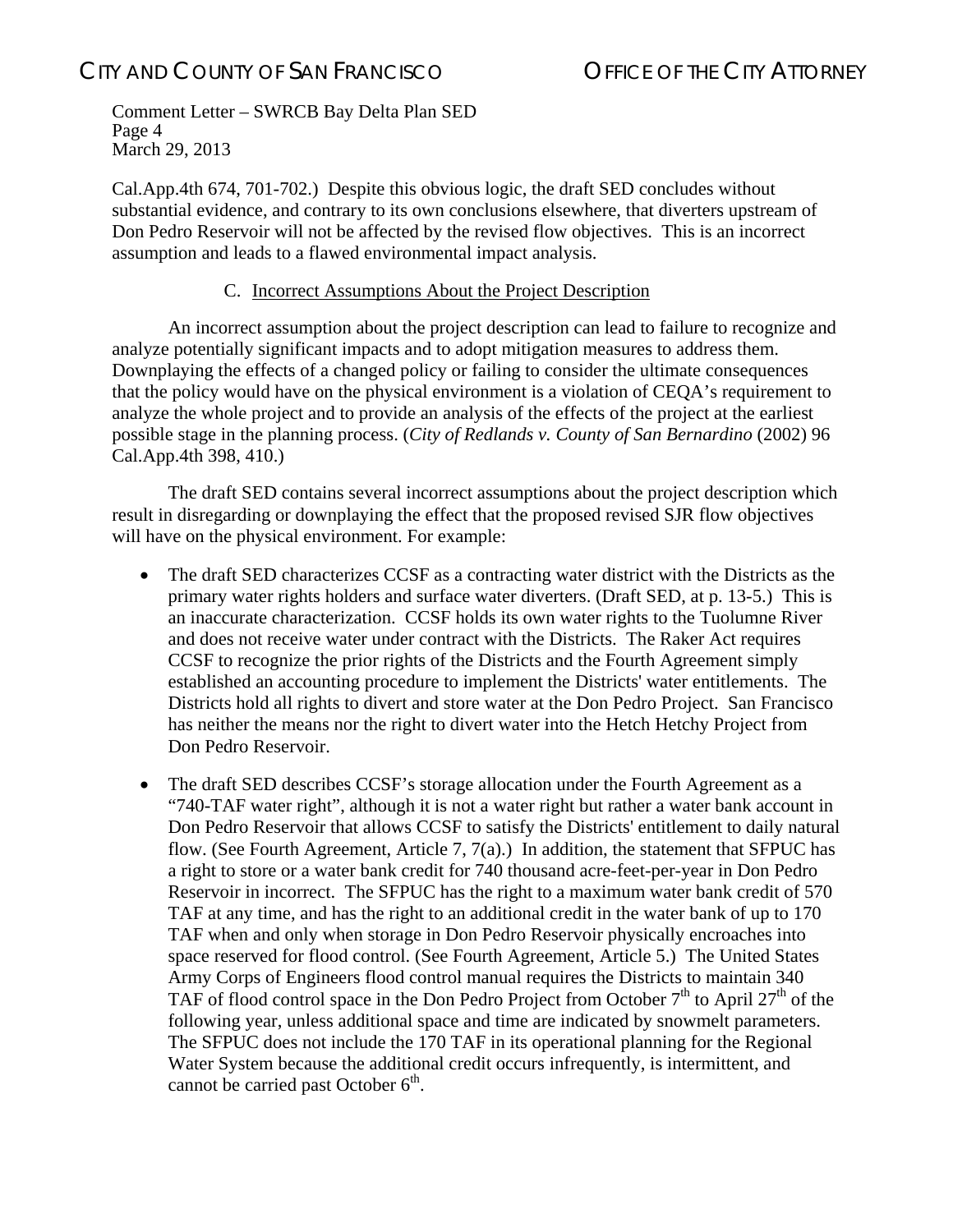Cal.App.4th 674, 701-702.) Despite this obvious logic, the draft SED concludes without substantial evidence, and contrary to its own conclusions elsewhere, that diverters upstream of Don Pedro Reservoir will not be affected by the revised flow objectives. This is an incorrect assumption and leads to a flawed environmental impact analysis.

### C. Incorrect Assumptions About the Project Description

An incorrect assumption about the project description can lead to failure to recognize and analyze potentially significant impacts and to adopt mitigation measures to address them. Downplaying the effects of a changed policy or failing to consider the ultimate consequences that the policy would have on the physical environment is a violation of CEQA's requirement to analyze the whole project and to provide an analysis of the effects of the project at the earliest possible stage in the planning process. (*City of Redlands v. County of San Bernardino* (2002) 96 Cal.App.4th 398, 410.)

The draft SED contains several incorrect assumptions about the project description which result in disregarding or downplaying the effect that the proposed revised SJR flow objectives will have on the physical environment. For example:

- The draft SED characterizes CCSF as a contracting water district with the Districts as the primary water rights holders and surface water diverters. (Draft SED, at p. 13-5.) This is an inaccurate characterization. CCSF holds its own water rights to the Tuolumne River and does not receive water under contract with the Districts. The Raker Act requires CCSF to recognize the prior rights of the Districts and the Fourth Agreement simply established an accounting procedure to implement the Districts' water entitlements. The Districts hold all rights to divert and store water at the Don Pedro Project. San Francisco has neither the means nor the right to divert water into the Hetch Hetchy Project from Don Pedro Reservoir.
- The draft SED describes CCSF's storage allocation under the Fourth Agreement as a "740-TAF water right", although it is not a water right but rather a water bank account in Don Pedro Reservoir that allows CCSF to satisfy the Districts' entitlement to daily natural flow. (See Fourth Agreement, Article 7, 7(a).) In addition, the statement that SFPUC has a right to store or a water bank credit for 740 thousand acre-feet-per-year in Don Pedro Reservoir in incorrect. The SFPUC has the right to a maximum water bank credit of 570 TAF at any time, and has the right to an additional credit in the water bank of up to 170 TAF when and only when storage in Don Pedro Reservoir physically encroaches into space reserved for flood control. (See Fourth Agreement, Article 5.) The United States Army Corps of Engineers flood control manual requires the Districts to maintain 340 TAF of flood control space in the Don Pedro Project from October 7th to April 27th of the following year, unless additional space and time are indicated by snowmelt parameters. The SFPUC does not include the 170 TAF in its operational planning for the Regional Water System because the additional credit occurs infrequently, is intermittent, and cannot be carried past October 6th.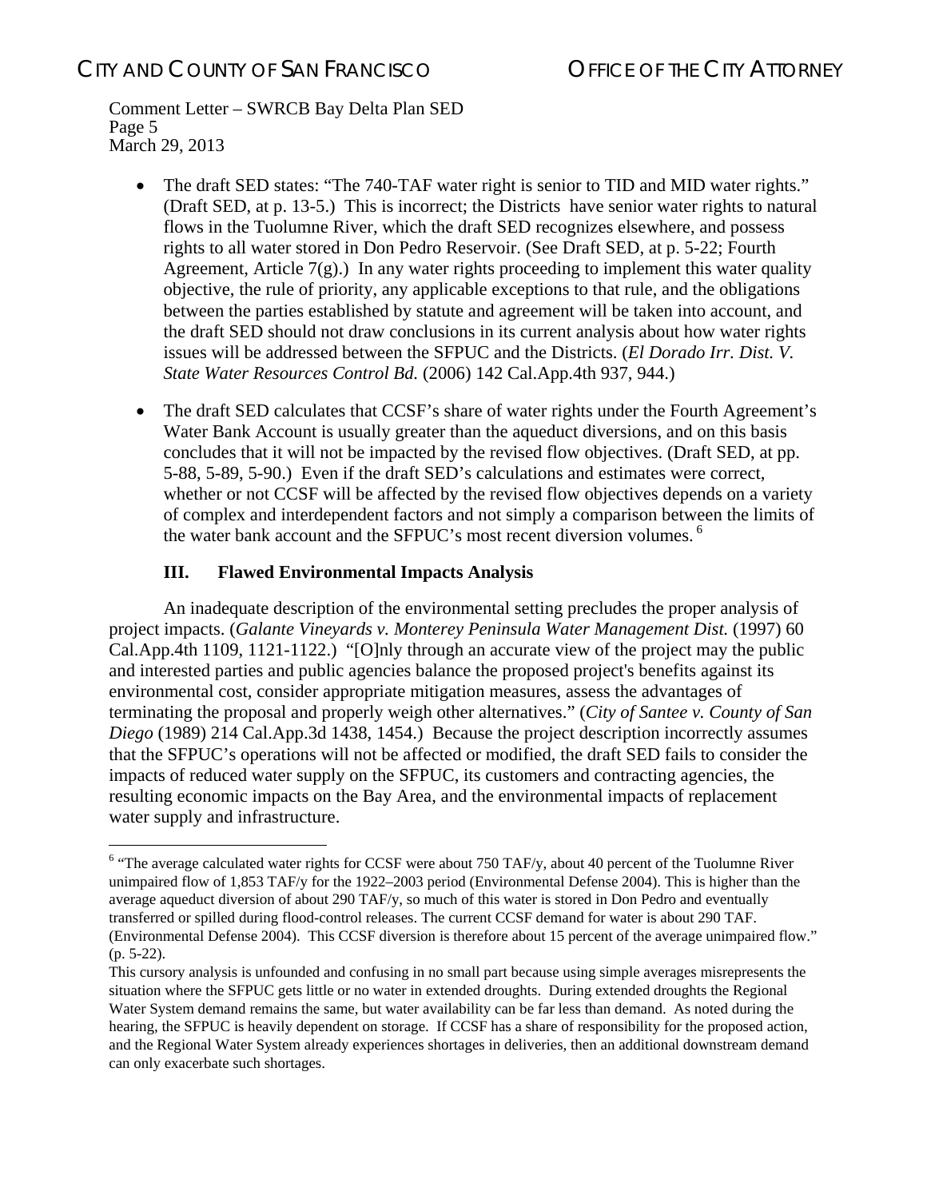- The draft SED states: "The 740-TAF water right is senior to TID and MID water rights." (Draft SED, at p. 13-5.) This is incorrect; the Districts have senior water rights to natural flows in the Tuolumne River, which the draft SED recognizes elsewhere, and possess rights to all water stored in Don Pedro Reservoir. (See Draft SED, at p. 5-22; Fourth Agreement, Article 7(g).) In any water rights proceeding to implement this water quality objective, the rule of priority, any applicable exceptions to that rule, and the obligations between the parties established by statute and agreement will be taken into account, and the draft SED should not draw conclusions in its current analysis about how water rights issues will be addressed between the SFPUC and the Districts. (*El Dorado Irr. Dist. V. State Water Resources Control Bd.* (2006) 142 Cal.App.4th 937, 944.)

- The draft SED calculates that CCSF's share of water rights under the Fourth Agreement's Water Bank Account is usually greater than the aqueduct diversions, and on this basis concludes that it will not be impacted by the revised flow objectives. (Draft SED, at pp. 5-88, 5-89, 5-90.) Even if the draft SED's calculations and estimates were correct, whether or not CCSF will be affected by the revised flow objectives depends on a variety of complex and interdependent factors and not simply a comparison between the limits of the water bank account and the SFPUC's most recent diversion volumes. [6]

## III. Flawed Environmental Impacts Analysis

An inadequate description of the environmental setting precludes the proper analysis of project impacts. (*Galante Vineyards v. Monterey Peninsula Water Management Dist.* (1997) 60 Cal.App.4th 1109, 1121-1122.) "[O]nly through an accurate view of the project may the public and interested parties and public agencies balance the proposed project's benefits against its environmental cost, consider appropriate mitigation measures, assess the advantages of terminating the proposal and properly weigh other alternatives." (*City of Santee v. County of San Diego* (1989) 214 Cal.App.3d 1438, 1454.) Because the project description incorrectly assumes that the SFPUC's operations will not be affected or modified, the draft SED fails to consider the impacts of reduced water supply on the SFPUC, its customers and contracting agencies, the resulting economic impacts on the Bay Area, and the environmental impacts of replacement water supply and infrastructure.

---

[6] "The average calculated water rights for CCSF were about 750 TAF/y, about 40 percent of the Tuolumne River unimpaired flow of 1,853 TAF/y for the 1922–2003 period (Environmental Defense 2004). This is higher than the average aqueduct diversion of about 290 TAF/y, so much of this water is stored in Don Pedro and eventually transferred or spilled during flood-control releases. The current CCSF demand for water is about 290 TAF. (Environmental Defense 2004). This CCSF diversion is therefore about 15 percent of the average unimpaired flow." (p. 5-22).

This cursory analysis is unfounded and confusing in no small part because using simple averages misrepresents the situation where the SFPUC gets little or no water in extended droughts. During extended droughts the Regional Water System demand remains the same, but water availability can be far less than demand. As noted during the hearing, the SFPUC is heavily dependent on storage. If CCSF has a share of responsibility for the proposed action, and the Regional Water System already experiences shortages in deliveries, then an additional downstream demand can only exacerbate such shortages.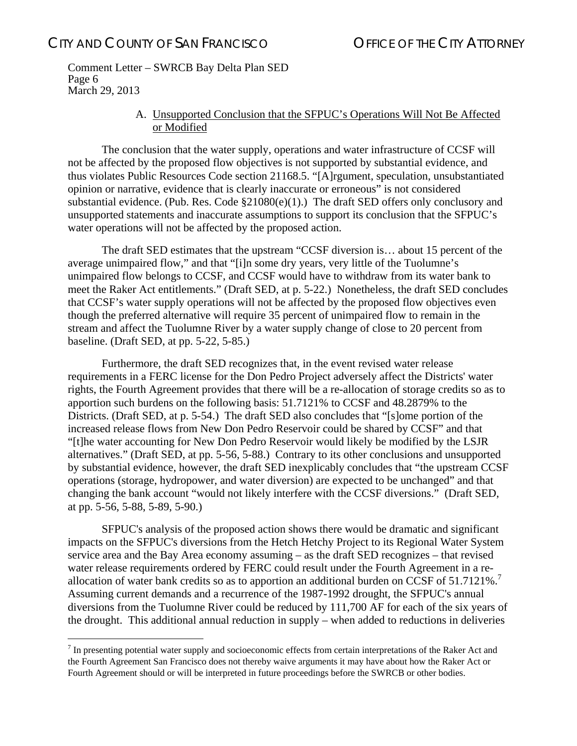### A. Unsupported Conclusion that the SFPUC's Operations Will Not Be Affected or Modified

The conclusion that the water supply, operations and water infrastructure of CCSF will not be affected by the proposed flow objectives is not supported by substantial evidence, and thus violates Public Resources Code section 21168.5. "[A]rgument, speculation, unsubstantiated opinion or narrative, evidence that is clearly inaccurate or erroneous" is not considered substantial evidence. (Pub. Res. Code §21080(e)(1).) The draft SED offers only conclusory and unsupported statements and inaccurate assumptions to support its conclusion that the SFPUC's water operations will not be affected by the proposed action.

The draft SED estimates that the upstream "CCSF diversion is… about 15 percent of the average unimpaired flow," and that "[i]n some dry years, very little of the Tuolumne's unimpaired flow belongs to CCSF, and CCSF would have to withdraw from its water bank to meet the Raker Act entitlements." (Draft SED, at p. 5-22.) Nonetheless, the draft SED concludes that CCSF's water supply operations will not be affected by the proposed flow objectives even though the preferred alternative will require 35 percent of unimpaired flow to remain in the stream and affect the Tuolumne River by a water supply change of close to 20 percent from baseline. (Draft SED, at pp. 5-22, 5-85.)

Furthermore, the draft SED recognizes that, in the event revised water release requirements in a FERC license for the Don Pedro Project adversely affect the Districts' water rights, the Fourth Agreement provides that there will be a re-allocation of storage credits so as to apportion such burdens on the following basis: 51.7121% to CCSF and 48.2879% to the Districts. (Draft SED, at p. 5-54.) The draft SED also concludes that "[s]ome portion of the increased release flows from New Don Pedro Reservoir could be shared by CCSF" and that "[t]he water accounting for New Don Pedro Reservoir would likely be modified by the LSJR alternatives." (Draft SED, at pp. 5-56, 5-88.) Contrary to its other conclusions and unsupported by substantial evidence, however, the draft SED inexplicably concludes that "the upstream CCSF operations (storage, hydropower, and water diversion) are expected to be unchanged" and that changing the bank account "would not likely interfere with the CCSF diversions." (Draft SED, at pp. 5-56, 5-88, 5-89, 5-90.)

SFPUC's analysis of the proposed action shows there would be dramatic and significant impacts on the SFPUC's diversions from the Hetch Hetchy Project to its Regional Water System service area and the Bay Area economy assuming – as the draft SED recognizes – that revised water release requirements ordered by FERC could result under the Fourth Agreement in a re-allocation of water bank credits so as to apportion an additional burden on CCSF of 51.7121%.[7] Assuming current demands and a recurrence of the 1987-1992 drought, the SFPUC's annual diversions from the Tuolumne River could be reduced by 111,700 AF for each of the six years of the drought. This additional annual reduction in supply – when added to reductions in deliveries

[7] In presenting potential water supply and socioeconomic effects from certain interpretations of the Raker Act and the Fourth Agreement San Francisco does not thereby waive arguments it may have about how the Raker Act or Fourth Agreement should or will be interpreted in future proceedings before the SWRCB or other bodies.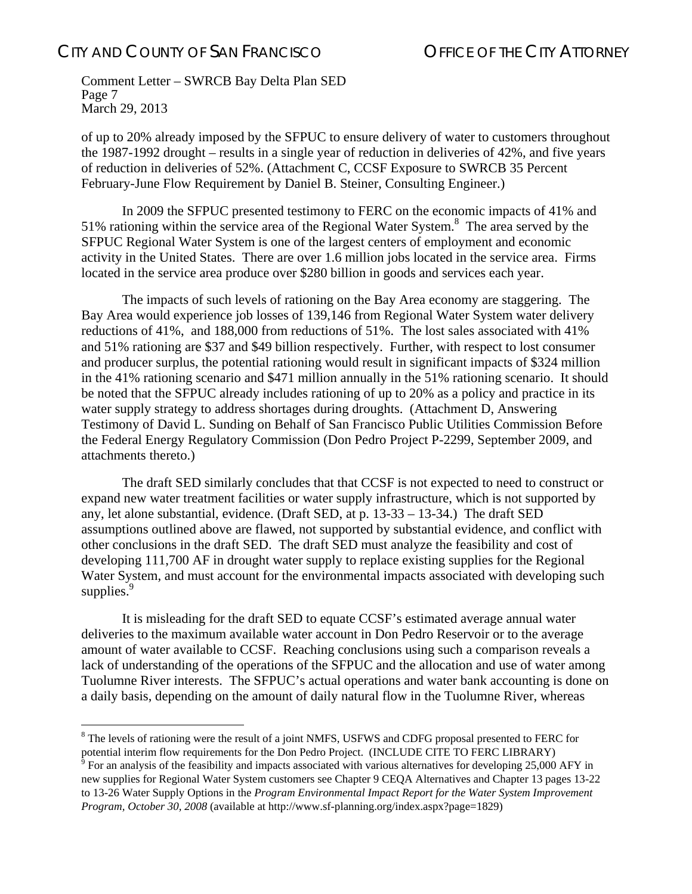of up to 20% already imposed by the SFPUC to ensure delivery of water to customers throughout the 1987-1992 drought – results in a single year of reduction in deliveries of 42%, and five years of reduction in deliveries of 52%. (Attachment C, CCSF Exposure to SWRCB 35 Percent February-June Flow Requirement by Daniel B. Steiner, Consulting Engineer.)

In 2009 the SFPUC presented testimony to FERC on the economic impacts of 41% and 51% rationing within the service area of the Regional Water System.[8] The area served by the SFPUC Regional Water System is one of the largest centers of employment and economic activity in the United States. There are over 1.6 million jobs located in the service area. Firms located in the service area produce over $280 billion in goods and services each year.

The impacts of such levels of rationing on the Bay Area economy are staggering. The Bay Area would experience job losses of 139,146 from Regional Water System water delivery reductions of 41%, and 188,000 from reductions of 51%. The lost sales associated with 41% and 51% rationing are $37 and $49 billion respectively. Further, with respect to lost consumer and producer surplus, the potential rationing would result in significant impacts of $324 million in the 41% rationing scenario and $471 million annually in the 51% rationing scenario. It should be noted that the SFPUC already includes rationing of up to 20% as a policy and practice in its water supply strategy to address shortages during droughts. (Attachment D, Answering Testimony of David L. Sunding on Behalf of San Francisco Public Utilities Commission Before the Federal Energy Regulatory Commission (Don Pedro Project P-2299, September 2009, and attachments thereto.)

The draft SED similarly concludes that that CCSF is not expected to need to construct or expand new water treatment facilities or water supply infrastructure, which is not supported by any, let alone substantial, evidence. (Draft SED, at p. 13-33 – 13-34.) The draft SED assumptions outlined above are flawed, not supported by substantial evidence, and conflict with other conclusions in the draft SED. The draft SED must analyze the feasibility and cost of developing 111,700 AF in drought water supply to replace existing supplies for the Regional Water System, and must account for the environmental impacts associated with developing such supplies.[9]

It is misleading for the draft SED to equate CCSF's estimated average annual water deliveries to the maximum available water account in Don Pedro Reservoir or to the average amount of water available to CCSF. Reaching conclusions using such a comparison reveals a lack of understanding of the operations of the SFPUC and the allocation and use of water among Tuolumne River interests. The SFPUC's actual operations and water bank accounting is done on a daily basis, depending on the amount of daily natural flow in the Tuolumne River, whereas

---

[8] The levels of rationing were the result of a joint NMFS, USFWS and CDFG proposal presented to FERC for potential interim flow requirements for the Don Pedro Project. (INCLUDE CITE TO FERC LIBRARY)

[9] For an analysis of the feasibility and impacts associated with various alternatives for developing 25,000 AFY in new supplies for Regional Water System customers see Chapter 9 CEQA Alternatives and Chapter 13 pages 13-22 to 13-26 Water Supply Options in the *Program Environmental Impact Report for the Water System Improvement Program, October 30, 2008* (available at http://www.sf-planning.org/index.aspx?page=1829)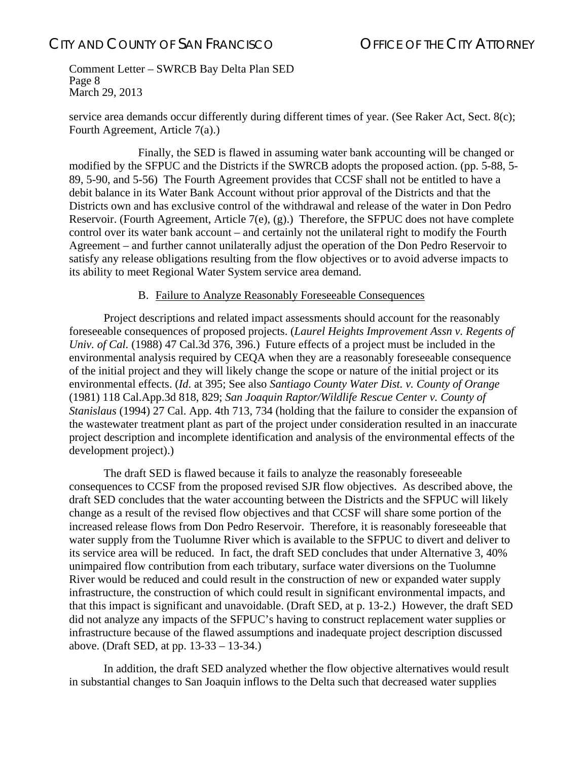service area demands occur differently during different times of year. (See Raker Act, Sect. 8(c); Fourth Agreement, Article 7(a).)

Finally, the SED is flawed in assuming water bank accounting will be changed or modified by the SFPUC and the Districts if the SWRCB adopts the proposed action. (pp. 5-88, 5-89, 5-90, and 5-56) The Fourth Agreement provides that CCSF shall not be entitled to have a debit balance in its Water Bank Account without prior approval of the Districts and that the Districts own and has exclusive control of the withdrawal and release of the water in Don Pedro Reservoir. (Fourth Agreement, Article 7(e), (g).) Therefore, the SFPUC does not have complete control over its water bank account – and certainly not the unilateral right to modify the Fourth Agreement – and further cannot unilaterally adjust the operation of the Don Pedro Reservoir to satisfy any release obligations resulting from the flow objectives or to avoid adverse impacts to its ability to meet Regional Water System service area demand.

B. Failure to Analyze Reasonably Foreseeable Consequences

Project descriptions and related impact assessments should account for the reasonably foreseeable consequences of proposed projects. (*Laurel Heights Improvement Assn v. Regents of Univ. of Cal.* (1988) 47 Cal.3d 376, 396.) Future effects of a project must be included in the environmental analysis required by CEQA when they are a reasonably foreseeable consequence of the initial project and they will likely change the scope or nature of the initial project or its environmental effects. (*Id.* at 395; See also *Santiago County Water Dist. v. County of Orange* (1981) 118 Cal.App.3d 818, 829; *San Joaquin Raptor/Wildlife Rescue Center v. County of Stanislaus* (1994) 27 Cal. App. 4th 713, 734 (holding that the failure to consider the expansion of the wastewater treatment plant as part of the project under consideration resulted in an inaccurate project description and incomplete identification and analysis of the environmental effects of the development project).)

The draft SED is flawed because it fails to analyze the reasonably foreseeable consequences to CCSF from the proposed revised SJR flow objectives. As described above, the draft SED concludes that the water accounting between the Districts and the SFPUC will likely change as a result of the revised flow objectives and that CCSF will share some portion of the increased release flows from Don Pedro Reservoir. Therefore, it is reasonably foreseeable that water supply from the Tuolumne River which is available to the SFPUC to divert and deliver to its service area will be reduced. In fact, the draft SED concludes that under Alternative 3, 40% unimpaired flow contribution from each tributary, surface water diversions on the Tuolumne River would be reduced and could result in the construction of new or expanded water supply infrastructure, the construction of which could result in significant environmental impacts, and that this impact is significant and unavoidable. (Draft SED, at p. 13-2.) However, the draft SED did not analyze any impacts of the SFPUC's having to construct replacement water supplies or infrastructure because of the flawed assumptions and inadequate project description discussed above. (Draft SED, at pp. 13-33 – 13-34.)

In addition, the draft SED analyzed whether the flow objective alternatives would result in substantial changes to San Joaquin inflows to the Delta such that decreased water supplies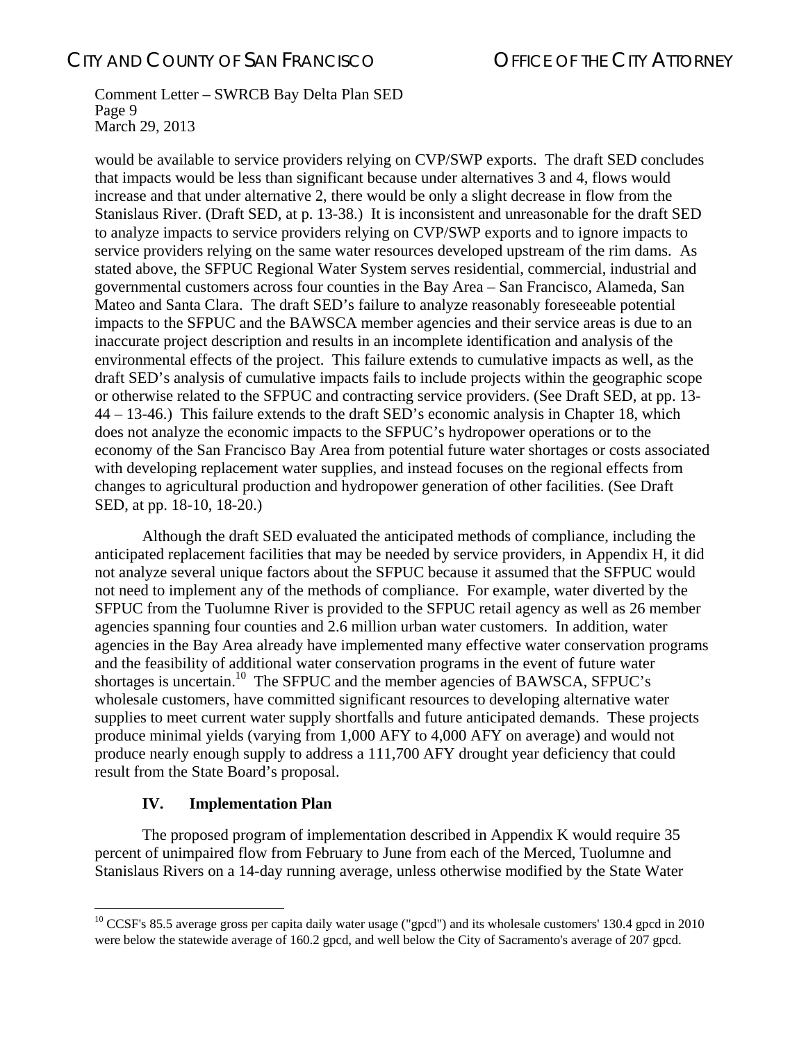would be available to service providers relying on CVP/SWP exports. The draft SED concludes that impacts would be less than significant because under alternatives 3 and 4, flows would increase and that under alternative 2, there would be only a slight decrease in flow from the Stanislaus River. (Draft SED, at p. 13-38.) It is inconsistent and unreasonable for the draft SED to analyze impacts to service providers relying on CVP/SWP exports and to ignore impacts to service providers relying on the same water resources developed upstream of the rim dams. As stated above, the SFPUC Regional Water System serves residential, commercial, industrial and governmental customers across four counties in the Bay Area – San Francisco, Alameda, San Mateo and Santa Clara. The draft SED's failure to analyze reasonably foreseeable potential impacts to the SFPUC and the BAWSCA member agencies and their service areas is due to an inaccurate project description and results in an incomplete identification and analysis of the environmental effects of the project. This failure extends to cumulative impacts as well, as the draft SED's analysis of cumulative impacts fails to include projects within the geographic scope or otherwise related to the SFPUC and contracting service providers. (See Draft SED, at pp. 13-44 – 13-46.) This failure extends to the draft SED's economic analysis in Chapter 18, which does not analyze the economic impacts to the SFPUC's hydropower operations or to the economy of the San Francisco Bay Area from potential future water shortages or costs associated with developing replacement water supplies, and instead focuses on the regional effects from changes to agricultural production and hydropower generation of other facilities. (See Draft SED, at pp. 18-10, 18-20.)

Although the draft SED evaluated the anticipated methods of compliance, including the anticipated replacement facilities that may be needed by service providers, in Appendix H, it did not analyze several unique factors about the SFPUC because it assumed that the SFPUC would not need to implement any of the methods of compliance. For example, water diverted by the SFPUC from the Tuolumne River is provided to the SFPUC retail agency as well as 26 member agencies spanning four counties and 2.6 million urban water customers. In addition, water agencies in the Bay Area already have implemented many effective water conservation programs and the feasibility of additional water conservation programs in the event of future water shortages is uncertain.[10] The SFPUC and the member agencies of BAWSCA, SFPUC's wholesale customers, have committed significant resources to developing alternative water supplies to meet current water supply shortfalls and future anticipated demands. These projects produce minimal yields (varying from 1,000 AFY to 4,000 AFY on average) and would not produce nearly enough supply to address a 111,700 AFY drought year deficiency that could result from the State Board's proposal.

## IV. Implementation Plan

The proposed program of implementation described in Appendix K would require 35 percent of unimpaired flow from February to June from each of the Merced, Tuolumne and Stanislaus Rivers on a 14-day running average, unless otherwise modified by the State Water

[10] CCSF's 85.5 average gross per capita daily water usage ("gpcd") and its wholesale customers' 130.4 gpcd in 2010 were below the statewide average of 160.2 gpcd, and well below the City of Sacramento's average of 207 gpcd.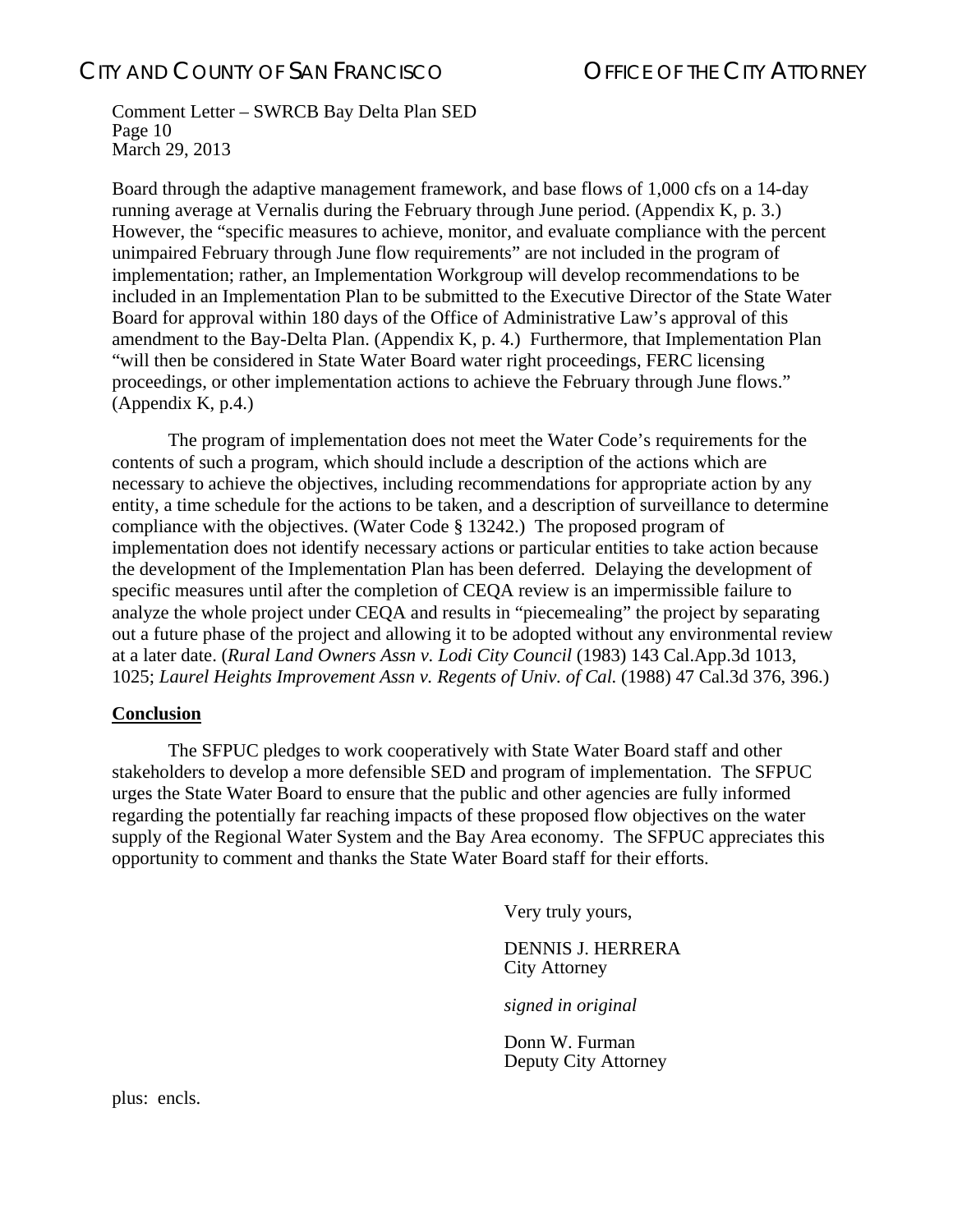Board through the adaptive management framework, and base flows of 1,000 cfs on a 14-day running average at Vernalis during the February through June period. (Appendix K, p. 3.) However, the "specific measures to achieve, monitor, and evaluate compliance with the percent unimpaired February through June flow requirements" are not included in the program of implementation; rather, an Implementation Workgroup will develop recommendations to be included in an Implementation Plan to be submitted to the Executive Director of the State Water Board for approval within 180 days of the Office of Administrative Law's approval of this amendment to the Bay-Delta Plan. (Appendix K, p. 4.) Furthermore, that Implementation Plan "will then be considered in State Water Board water right proceedings, FERC licensing proceedings, or other implementation actions to achieve the February through June flows." (Appendix K, p.4.)

The program of implementation does not meet the Water Code's requirements for the contents of such a program, which should include a description of the actions which are necessary to achieve the objectives, including recommendations for appropriate action by any entity, a time schedule for the actions to be taken, and a description of surveillance to determine compliance with the objectives. (Water Code § 13242.) The proposed program of implementation does not identify necessary actions or particular entities to take action because the development of the Implementation Plan has been deferred. Delaying the development of specific measures until after the completion of CEQA review is an impermissible failure to analyze the whole project under CEQA and results in "piecemealing" the project by separating out a future phase of the project and allowing it to be adopted without any environmental review at a later date. (*Rural Land Owners Assn v. Lodi City Council* (1983) 143 Cal.App.3d 1013, 1025; *Laurel Heights Improvement Assn v. Regents of Univ. of Cal.* (1988) 47 Cal.3d 376, 396.)

## Conclusion

The SFPUC pledges to work cooperatively with State Water Board staff and other stakeholders to develop a more defensible SED and program of implementation. The SFPUC urges the State Water Board to ensure that the public and other agencies are fully informed regarding the potentially far reaching impacts of these proposed flow objectives on the water supply of the Regional Water System and the Bay Area economy. The SFPUC appreciates this opportunity to comment and thanks the State Water Board staff for their efforts.

Very truly yours,

DENNIS J. HERRERA
City Attorney

*signed in original*

Donn W. Furman
Deputy City Attorney

plus: encls.